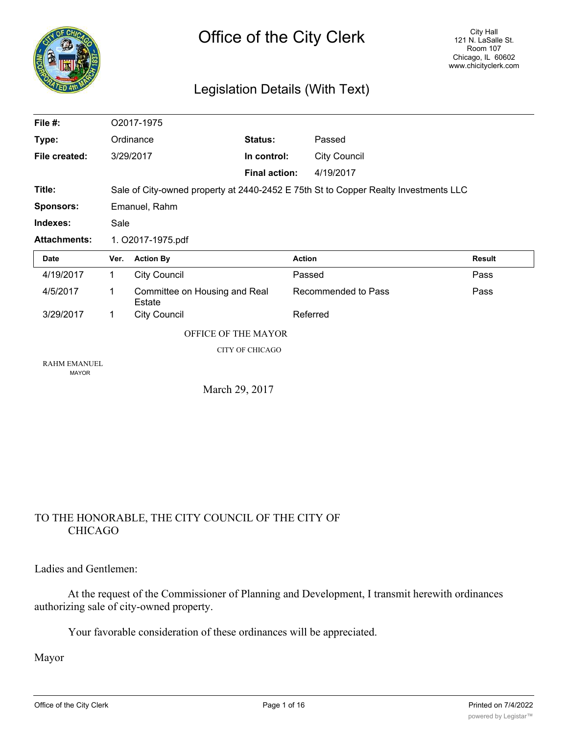# Office of the City Clerk

City Hall
121 N. LaSalle St.
Room 107
Chicago, IL 60602
www.chicityclerk.com

## Legislation Details (With Text)

| | | | |
|---|---|---|---|
| **File #:** | O2017-1975 | | |
| **Type:** | Ordinance | **Status:** | Passed |
| **File created:** | 3/29/2017 | **In control:** | City Council |
| | | **Final action:** | 4/19/2017 |
| **Title:** | Sale of City-owned property at 2440-2452 E 75th St to Copper Realty Investments LLC | | |
| **Sponsors:** | Emanuel, Rahm | | |
| **Indexes:** | Sale | | |
| **Attachments:** | 1. O2017-1975.pdf | | |

| Date | Ver. | Action By | Action | Result |
|---|---|---|---|---|
| 4/19/2017 | 1 | City Council | Passed | Pass |
| 4/5/2017 | 1 | Committee on Housing and Real Estate | Recommended to Pass | Pass |
| 3/29/2017 | 1 | City Council | Referred | |

OFFICE OF THE MAYOR

CITY OF CHICAGO

RAHM EMANUEL
MAYOR

March 29, 2017

TO THE HONORABLE, THE CITY COUNCIL OF THE CITY OF CHICAGO

Ladies and Gentlemen:

At the request of the Commissioner of Planning and Development, I transmit herewith ordinances authorizing sale of city-owned property.

Your favorable consideration of these ordinances will be appreciated.

Mayor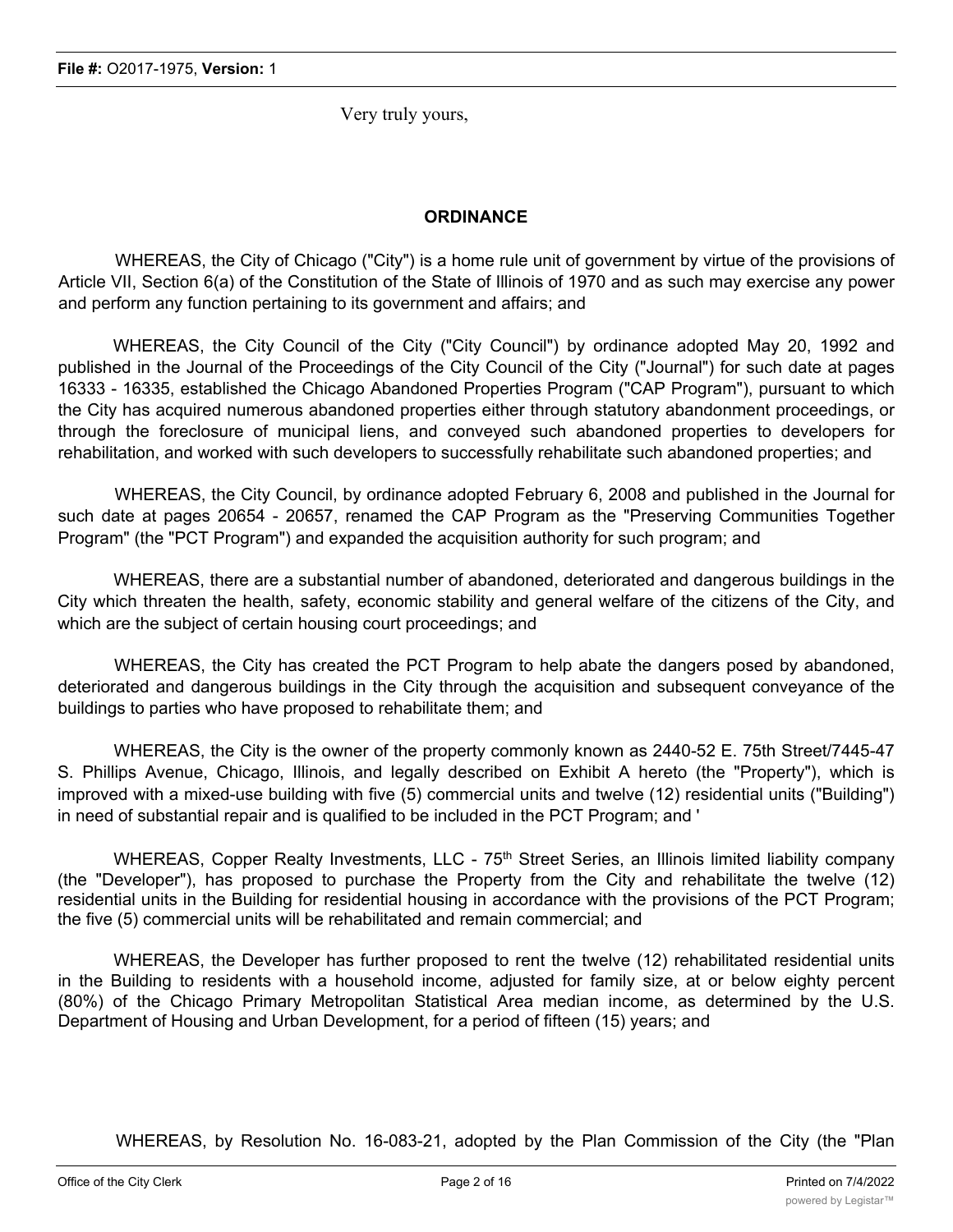Very truly yours,

## ORDINANCE

WHEREAS, the City of Chicago ("City") is a home rule unit of government by virtue of the provisions of Article VII, Section 6(a) of the Constitution of the State of Illinois of 1970 and as such may exercise any power and perform any function pertaining to its government and affairs; and

WHEREAS, the City Council of the City ("City Council") by ordinance adopted May 20, 1992 and published in the Journal of the Proceedings of the City Council of the City ("Journal") for such date at pages 16333 - 16335, established the Chicago Abandoned Properties Program ("CAP Program"), pursuant to which the City has acquired numerous abandoned properties either through statutory abandonment proceedings, or through the foreclosure of municipal liens, and conveyed such abandoned properties to developers for rehabilitation, and worked with such developers to successfully rehabilitate such abandoned properties; and

WHEREAS, the City Council, by ordinance adopted February 6, 2008 and published in the Journal for such date at pages 20654 - 20657, renamed the CAP Program as the "Preserving Communities Together Program" (the "PCT Program") and expanded the acquisition authority for such program; and

WHEREAS, there are a substantial number of abandoned, deteriorated and dangerous buildings in the City which threaten the health, safety, economic stability and general welfare of the citizens of the City, and which are the subject of certain housing court proceedings; and

WHEREAS, the City has created the PCT Program to help abate the dangers posed by abandoned, deteriorated and dangerous buildings in the City through the acquisition and subsequent conveyance of the buildings to parties who have proposed to rehabilitate them; and

WHEREAS, the City is the owner of the property commonly known as 2440-52 E. 75th Street/7445-47 S. Phillips Avenue, Chicago, Illinois, and legally described on Exhibit A hereto (the "Property"), which is improved with a mixed-use building with five (5) commercial units and twelve (12) residential units ("Building") in need of substantial repair and is qualified to be included in the PCT Program; and '

WHEREAS, Copper Realty Investments, LLC - 75th Street Series, an Illinois limited liability company (the "Developer"), has proposed to purchase the Property from the City and rehabilitate the twelve (12) residential units in the Building for residential housing in accordance with the provisions of the PCT Program; the five (5) commercial units will be rehabilitated and remain commercial; and

WHEREAS, the Developer has further proposed to rent the twelve (12) rehabilitated residential units in the Building to residents with a household income, adjusted for family size, at or below eighty percent (80%) of the Chicago Primary Metropolitan Statistical Area median income, as determined by the U.S. Department of Housing and Urban Development, for a period of fifteen (15) years; and

WHEREAS, by Resolution No. 16-083-21, adopted by the Plan Commission of the City (the "Plan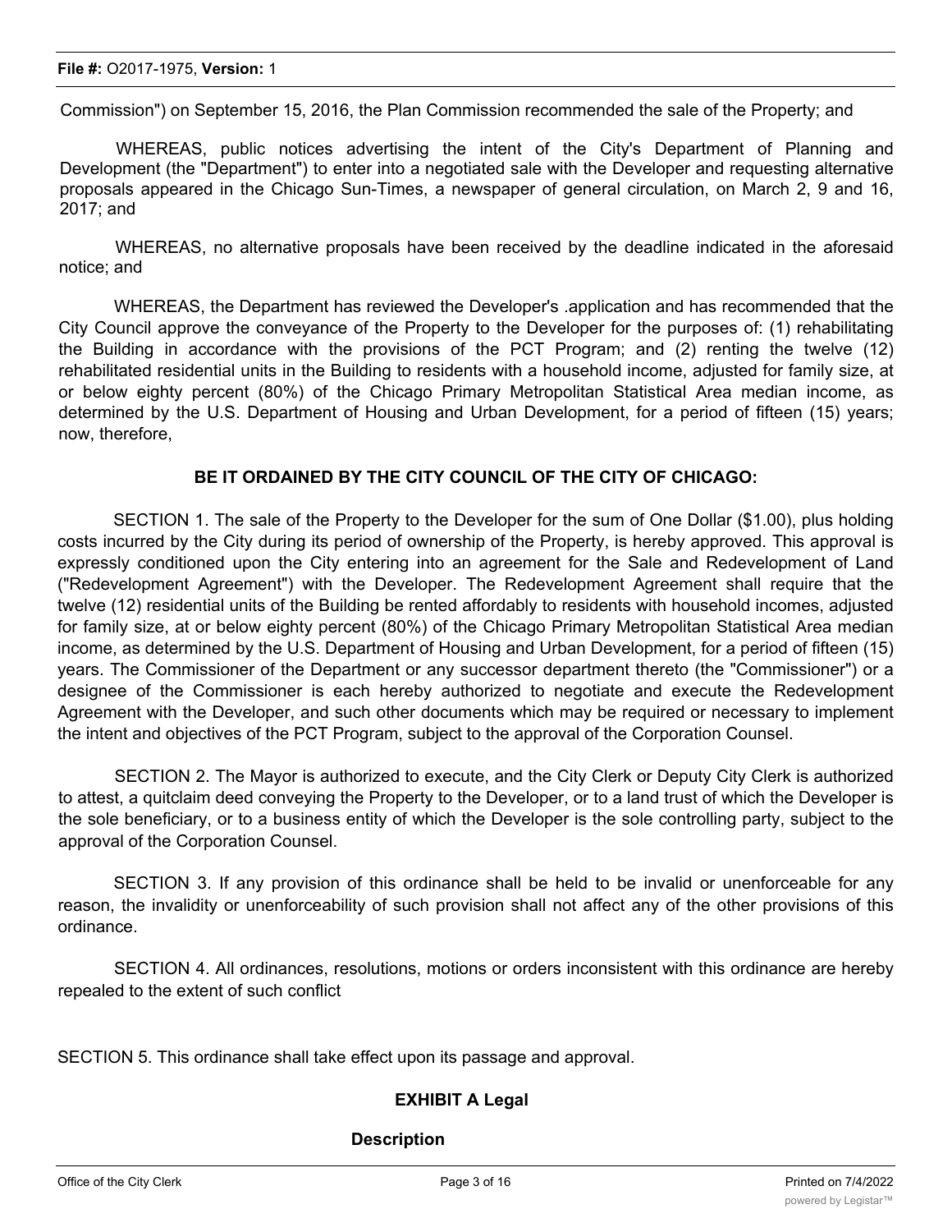Commission") on September 15, 2016, the Plan Commission recommended the sale of the Property; and

WHEREAS, public notices advertising the intent of the City's Department of Planning and Development (the "Department") to enter into a negotiated sale with the Developer and requesting alternative proposals appeared in the Chicago Sun-Times, a newspaper of general circulation, on March 2, 9 and 16, 2017; and

WHEREAS, no alternative proposals have been received by the deadline indicated in the aforesaid notice; and

WHEREAS, the Department has reviewed the Developer's .application and has recommended that the City Council approve the conveyance of the Property to the Developer for the purposes of: (1) rehabilitating the Building in accordance with the provisions of the PCT Program; and (2) renting the twelve (12) rehabilitated residential units in the Building to residents with a household income, adjusted for family size, at or below eighty percent (80%) of the Chicago Primary Metropolitan Statistical Area median income, as determined by the U.S. Department of Housing and Urban Development, for a period of fifteen (15) years; now, therefore,

**BE IT ORDAINED BY THE CITY COUNCIL OF THE CITY OF CHICAGO:**

SECTION 1. The sale of the Property to the Developer for the sum of One Dollar ($1.00), plus holding costs incurred by the City during its period of ownership of the Property, is hereby approved. This approval is expressly conditioned upon the City entering into an agreement for the Sale and Redevelopment of Land ("Redevelopment Agreement") with the Developer. The Redevelopment Agreement shall require that the twelve (12) residential units of the Building be rented affordably to residents with household incomes, adjusted for family size, at or below eighty percent (80%) of the Chicago Primary Metropolitan Statistical Area median income, as determined by the U.S. Department of Housing and Urban Development, for a period of fifteen (15) years. The Commissioner of the Department or any successor department thereto (the "Commissioner") or a designee of the Commissioner is each hereby authorized to negotiate and execute the Redevelopment Agreement with the Developer, and such other documents which may be required or necessary to implement the intent and objectives of the PCT Program, subject to the approval of the Corporation Counsel.

SECTION 2. The Mayor is authorized to execute, and the City Clerk or Deputy City Clerk is authorized to attest, a quitclaim deed conveying the Property to the Developer, or to a land trust of which the Developer is the sole beneficiary, or to a business entity of which the Developer is the sole controlling party, subject to the approval of the Corporation Counsel.

SECTION 3. If any provision of this ordinance shall be held to be invalid or unenforceable for any reason, the invalidity or unenforceability of such provision shall not affect any of the other provisions of this ordinance.

SECTION 4. All ordinances, resolutions, motions or orders inconsistent with this ordinance are hereby repealed to the extent of such conflict

SECTION 5. This ordinance shall take effect upon its passage and approval.

**EXHIBIT A Legal**

**Description**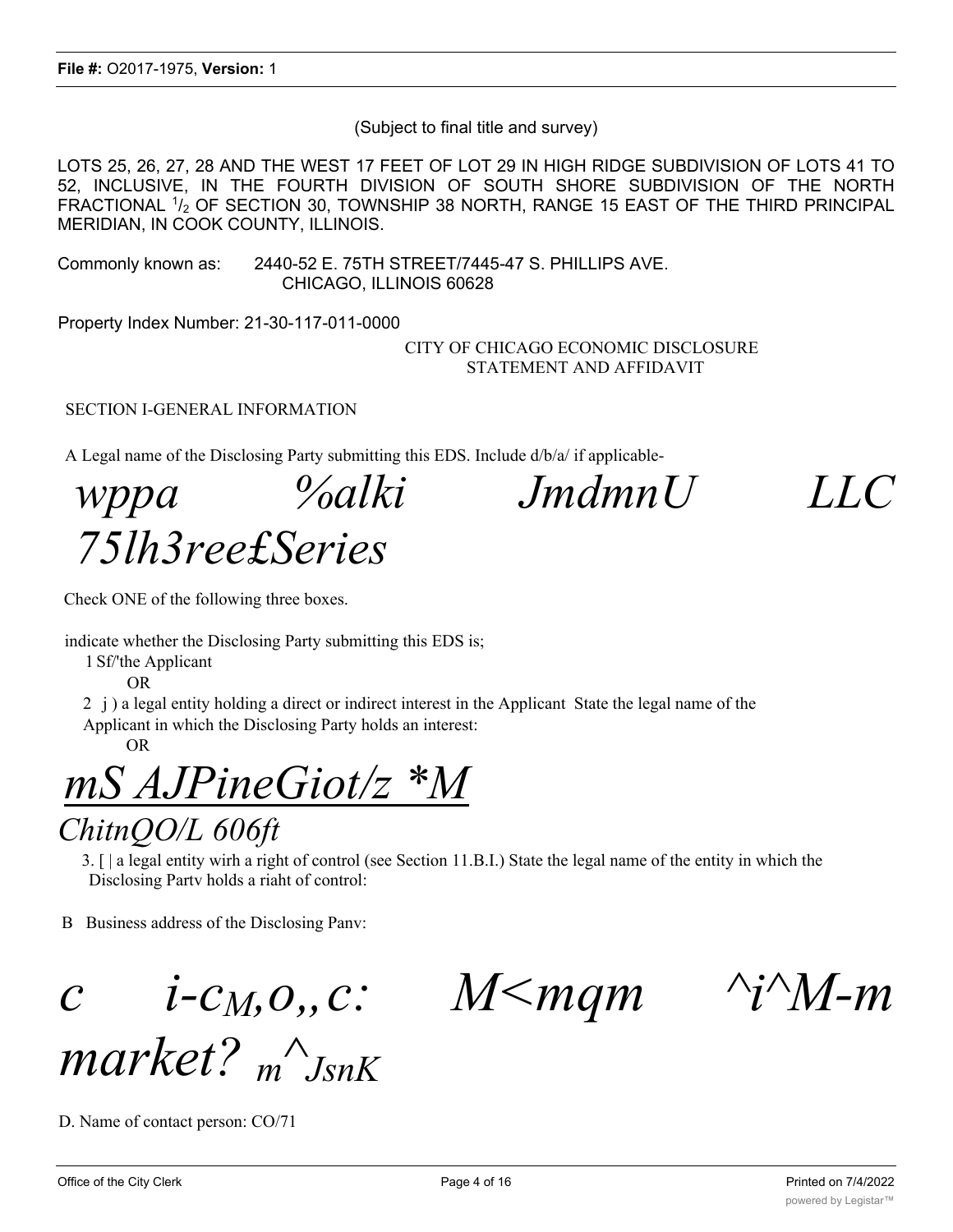(Subject to final title and survey)

LOTS 25, 26, 27, 28 AND THE WEST 17 FEET OF LOT 29 IN HIGH RIDGE SUBDIVISION OF LOTS 41 TO 52, INCLUSIVE, IN THE FOURTH DIVISION OF SOUTH SHORE SUBDIVISION OF THE NORTH FRACTIONAL 1/2 OF SECTION 30, TOWNSHIP 38 NORTH, RANGE 15 EAST OF THE THIRD PRINCIPAL MERIDIAN, IN COOK COUNTY, ILLINOIS.

Commonly known as: 2440-52 E. 75TH STREET/7445-47 S. PHILLIPS AVE. CHICAGO, ILLINOIS 60628

Property Index Number: 21-30-117-011-0000

CITY OF CHICAGO ECONOMIC DISCLOSURE STATEMENT AND AFFIDAVIT

SECTION I-GENERAL INFORMATION

A Legal name of the Disclosing Party submitting this EDS. Include d/b/a/ if applicable-

*wppa %alki JmdmnU LLC 75lh3ree£Series*

Check ONE of the following three boxes.

indicate whether the Disclosing Party submitting this EDS is;

1 Sf/'the Applicant

OR

2 j ) a legal entity holding a direct or indirect interest in the Applicant State the legal name of the Applicant in which the Disclosing Party holds an interest:

OR

*mS AJPineGiot/z *M*

*ChitnQO/L 606ft*

3. [ | a legal entity wirh a right of control (see Section 11.B.I.) State the legal name of the entity in which the Disclosing Partv holds a riaht of control:

B Business address of the Disclosing Panv:

*c i-cM,o,,c: M<mqm ^i^M-m market? m^JsnK*

D. Name of contact person: CO/71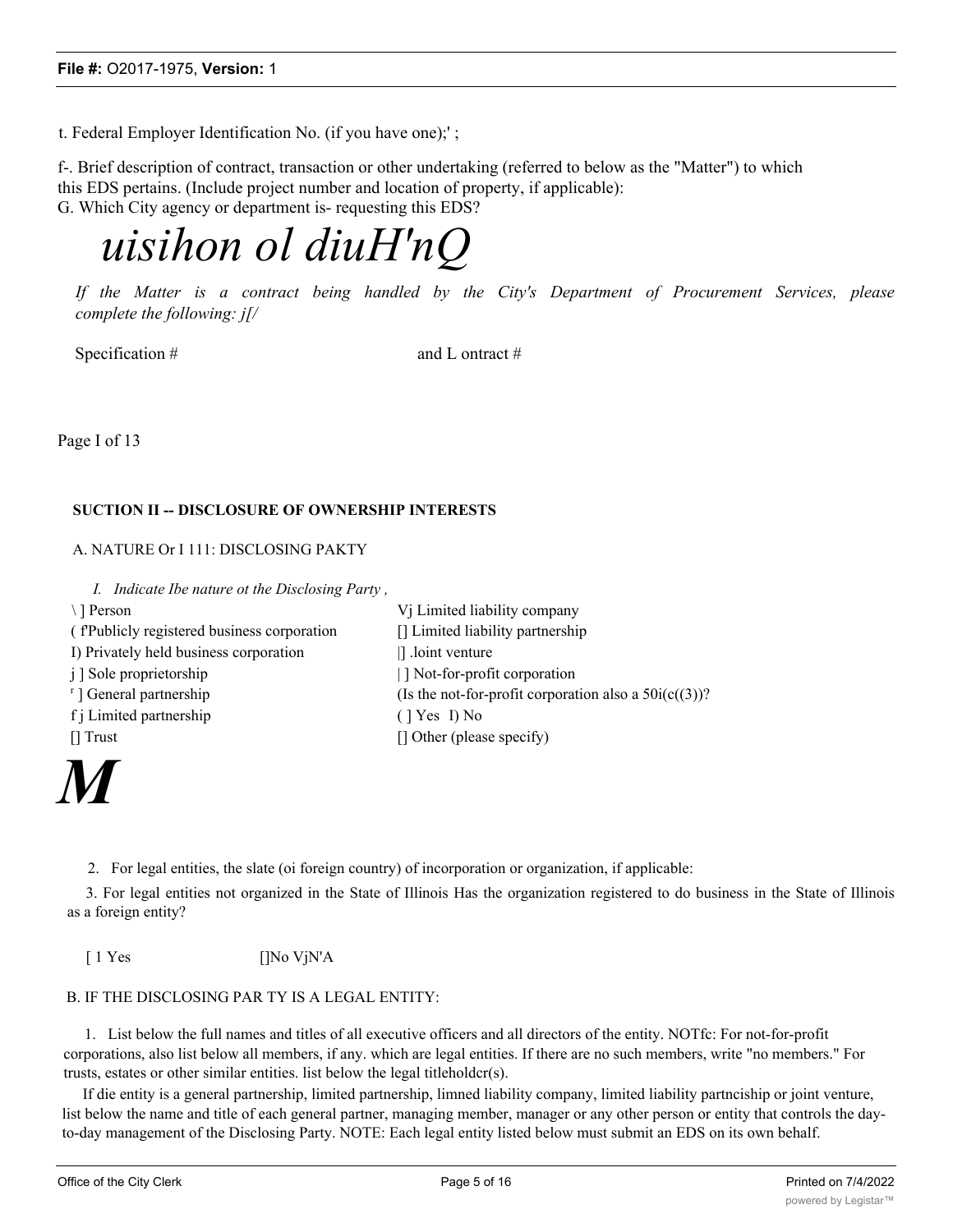t. Federal Employer Identification No. (if you have one);' ;

f-. Brief description of contract, transaction or other undertaking (referred to below as the "Matter") to which this EDS pertains. (Include project number and location of property, if applicable):

G. Which City agency or department is- requesting this EDS?

*uisihon ol diuH'nQ*

*If the Matter is a contract being handled by the City's Department of Procurement Services, please complete the following: j[/*

Specification # and L ontract #

Page I of 13

**SUCTION II -- DISCLOSURE OF OWNERSHIP INTERESTS**

A. NATURE Or I 111: DISCLOSING PAKTY

*I. Indicate Ibe nature ot the Disclosing Party ,*

| | |
|---|---|
| \ ] Person | Vj Limited liability company |
| ( f'Publicly registered business corporation | [] Limited liability partnership |
| I) Privately held business corporation | \|] .loint venture |
| j ] Sole proprietorship | \| ] Not-for-profit corporation |
| r ] General partnership | (Is the not-for-profit corporation also a 50i(c((3))? |
| f j Limited partnership | ( ] Yes I) No |
| [] Trust | [] Other (please specify) |

***M***

2. For legal entities, the slate (oi foreign country) of incorporation or organization, if applicable:

3. For legal entities not organized in the State of Illinois Has the organization registered to do business in the State of Illinois as a foreign entity?

[ 1 Yes []No VjN'A

B. IF THE DISCLOSING PAR TY IS A LEGAL ENTITY:

1. List below the full names and titles of all executive officers and all directors of the entity. NOTfc: For not-for-profit corporations, also list below all members, if any. which are legal entities. If there are no such members, write "no members." For trusts, estates or other similar entities. list below the legal titleholdcr(s).

If die entity is a general partnership, limited partnership, limned liability company, limited liability partnciship or joint venture, list below the name and title of each general partner, managing member, manager or any other person or entity that controls the day-to-day management of the Disclosing Party. NOTE: Each legal entity listed below must submit an EDS on its own behalf.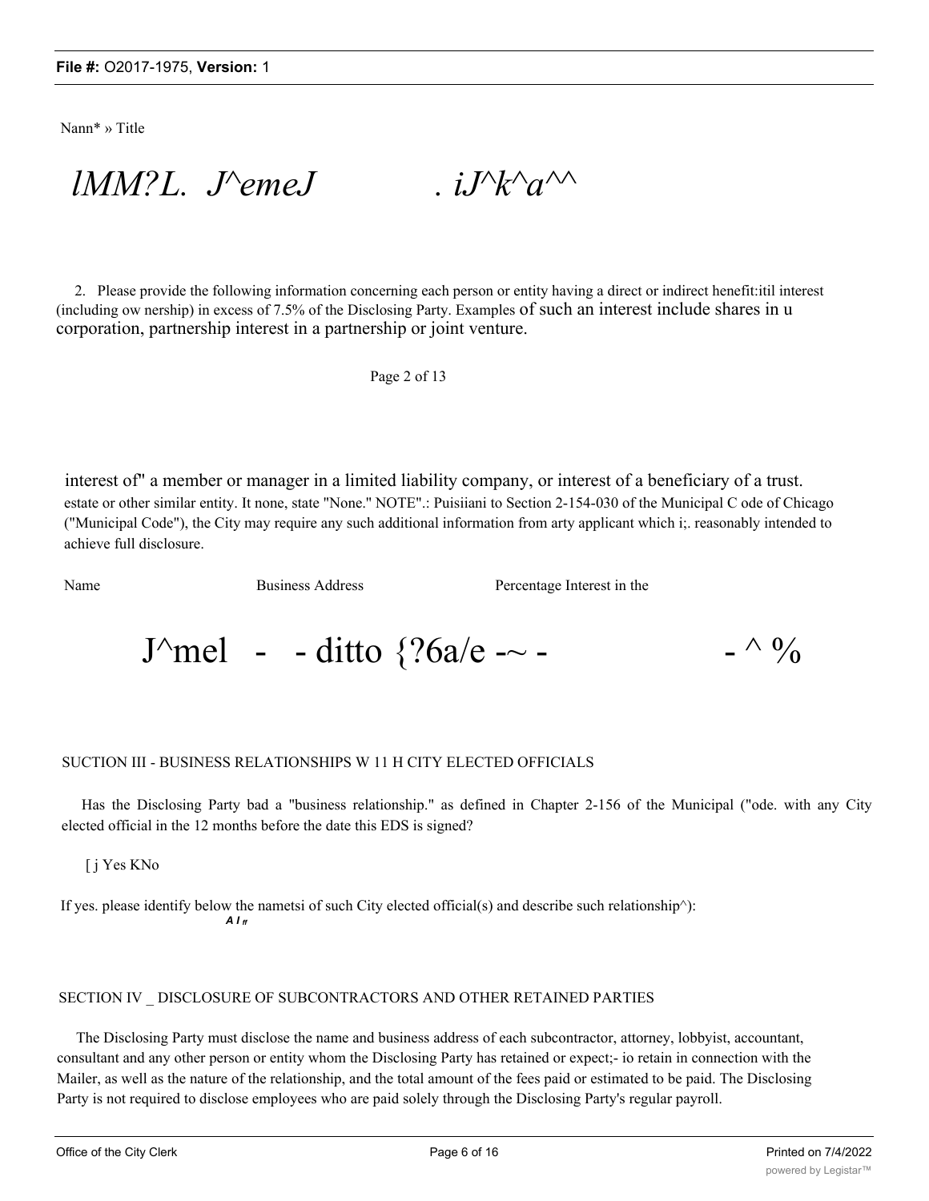Nann* » Title

*lMM?L. J^emeJ . iJ^k^a^^*

2. Please provide the following information concerning each person or entity having a direct or indirect henefit:itil interest (including ow nership) in excess of 7.5% of the Disclosing Party. Examples of such an interest include shares in u corporation, partnership interest in a partnership or joint venture.

Page 2 of 13

interest of" a member or manager in a limited liability company, or interest of a beneficiary of a trust. estate or other similar entity. It none, state "None." NOTE".: Puisiiani to Section 2-154-030 of the Municipal C ode of Chicago ("Municipal Code"), the City may require any such additional information from arty applicant which i;. reasonably intended to achieve full disclosure.

| Name | Business Address | Percentage Interest in the |
|---|---|---|
| J^mel - | - ditto {?6a/e -~ - | - ^ % |

SUCTION III - BUSINESS RELATIONSHIPS W 11 H CITY ELECTED OFFICIALS

Has the Disclosing Party bad a "business relationship." as defined in Chapter 2-156 of the Municipal ("ode. with any City elected official in the 12 months before the date this EDS is signed?

[ j Yes KNo

If yes. please identify below the nametsi of such City elected official(s) and describe such relationship^):

***A I ff***

SECTION IV _ DISCLOSURE OF SUBCONTRACTORS AND OTHER RETAINED PARTIES

The Disclosing Party must disclose the name and business address of each subcontractor, attorney, lobbyist, accountant, consultant and any other person or entity whom the Disclosing Party has retained or expect;- io retain in connection with the Mailer, as well as the nature of the relationship, and the total amount of the fees paid or estimated to be paid. The Disclosing Party is not required to disclose employees who are paid solely through the Disclosing Party's regular payroll.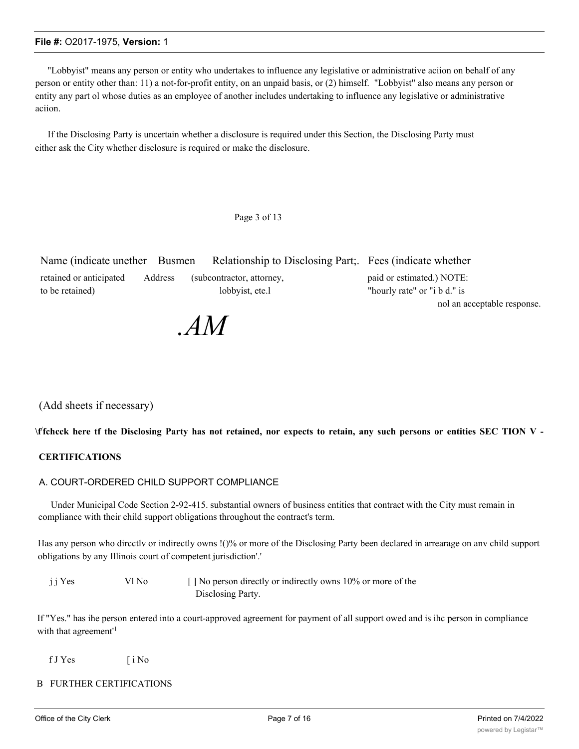"Lobbyist" means any person or entity who undertakes to influence any legislative or administrative aciion on behalf of any person or entity other than: 11) a not-for-profit entity, on an unpaid basis, or (2) himself. "Lobbyist" also means any person or entity any part ol whose duties as an employee of another includes undertaking to influence any legislative or administrative aciion.

If the Disclosing Party is uncertain whether a disclosure is required under this Section, the Disclosing Party must either ask the City whether disclosure is required or make the disclosure.

Page 3 of 13

| Name (indicate unether retained or anticipated to be retained) | Busmen Address | Relationship to Disclosing Part;. (subcontractor, attorney, lobbyist, ete.l | Fees (indicate whether paid or estimated.) NOTE: "hourly rate" or "i b d." is nol an acceptable response. |
|---|---|---|---|
| | .AM | | |

(Add sheets if necessary)

**\f'fchcck here tf the Disclosing Party has not retained, nor expects to retain, any such persons or entities SEC TION V -**

**CERTIFICATIONS**

A. COURT-ORDERED CHILD SUPPORT COMPLIANCE

Under Municipal Code Section 2-92-415. substantial owners of business entities that contract with the City must remain in compliance with their child support obligations throughout the contract's term.

Has any person who dircctlv or indirectly owns !()% or more of the Disclosing Party been declared in arrearage on anv child support obligations by any Illinois court of competent jurisdiction'.'

j j Yes Vl No [ ] No person directly or indirectly owns 10% or more of the Disclosing Party.

If "Yes." has ihe person entered into a court-approved agreement for payment of all support owed and is ihc person in compliance with that agreement'[1]

f J Yes [ i No

B FURTHER CERTIFICATIONS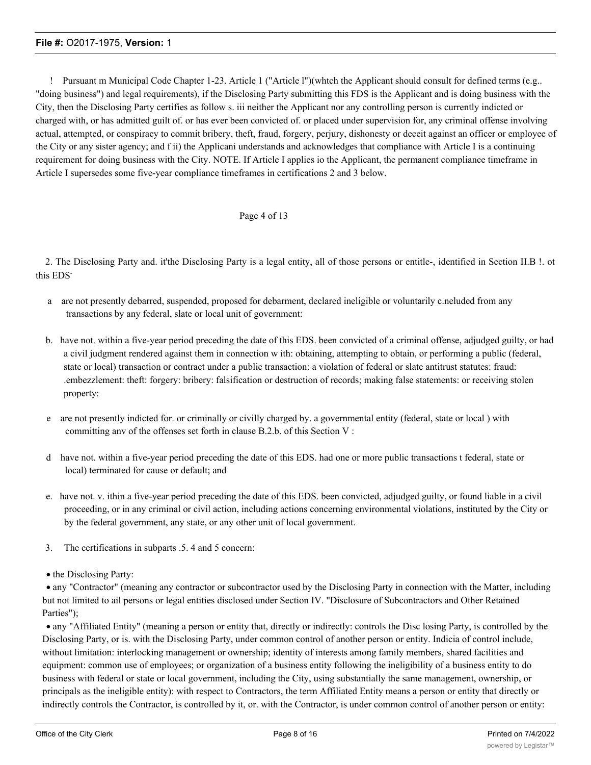! Pursuant m Municipal Code Chapter 1-23. Article 1 ("Article l")(whtch the Applicant should consult for defined terms (e.g.. "doing business") and legal requirements), if the Disclosing Party submitting this FDS is the Applicant and is doing business with the City, then the Disclosing Party certifies as follow s. iii neither the Applicant nor any controlling person is currently indicted or charged with, or has admitted guilt of. or has ever been convicted of. or placed under supervision for, any criminal offense involving actual, attempted, or conspiracy to commit bribery, theft, fraud, forgery, perjury, dishonesty or deceit against an officer or employee of the City or any sister agency; and f ii) the Applicani understands and acknowledges that compliance with Article I is a continuing requirement for doing business with the City. NOTE. If Article I applies io the Applicant, the permanent compliance timeframe in Article I supersedes some five-year compliance timeframes in certifications 2 and 3 below.

Page 4 of 13

2. The Disclosing Party and. it'the Disclosing Party is a legal entity, all of those persons or entitle-, identified in Section II.B !. ot this EDS-

a are not presently debarred, suspended, proposed for debarment, declared ineligible or voluntarily c.neluded from any transactions by any federal, slate or local unit of government:

b. have not. within a five-year period preceding the date of this EDS. been convicted of a criminal offense, adjudged guilty, or had a civil judgment rendered against them in connection w ith: obtaining, attempting to obtain, or performing a public (federal, state or local) transaction or contract under a public transaction: a violation of federal or slate antitrust statutes: fraud: .embezzlement: theft: forgery: bribery: falsification or destruction of records; making false statements: or receiving stolen property:

e are not presently indicted for. or criminally or civilly charged by. a governmental entity (federal, state or local ) with committing anv of the offenses set forth in clause B.2.b. of this Section V :

d have not. within a five-year period preceding the date of this EDS. had one or more public transactions t federal, state or local) terminated for cause or default; and

e. have not. v. ithin a five-year period preceding the date of this EDS. been convicted, adjudged guilty, or found liable in a civil proceeding, or in any criminal or civil action, including actions concerning environmental violations, instituted by the City or by the federal government, any state, or any other unit of local government.

3. The certifications in subparts .5. 4 and 5 concern:

- the Disclosing Party:
- any "Contractor" (meaning any contractor or subcontractor used by the Disclosing Party in connection with the Matter, including but not limited to ail persons or legal entities disclosed under Section IV. "Disclosure of Subcontractors and Other Retained Parties");
- any "Affiliated Entity" (meaning a person or entity that, directly or indirectly: controls the Disc losing Party, is controlled by the Disclosing Party, or is. with the Disclosing Party, under common control of another person or entity. Indicia of control include, without limitation: interlocking management or ownership; identity of interests among family members, shared facilities and equipment: common use of employees; or organization of a business entity following the ineligibility of a business entity to do business with federal or state or local government, including the City, using substantially the same management, ownership, or principals as the ineligible entity): with respect to Contractors, the term Affiliated Entity means a person or entity that directly or indirectly controls the Contractor, is controlled by it, or. with the Contractor, is under common control of another person or entity: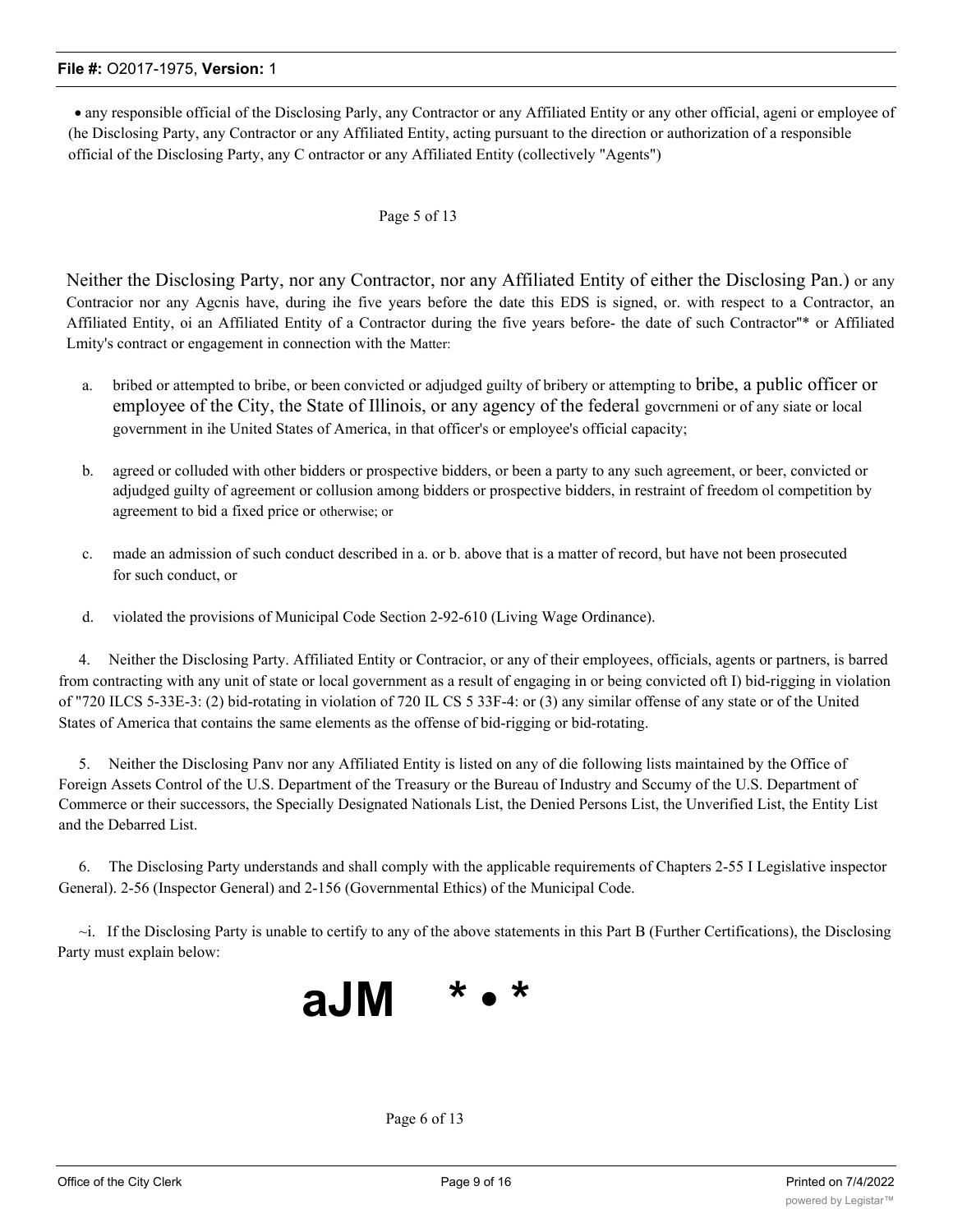- any responsible official of the Disclosing Parly, any Contractor or any Affiliated Entity or any other official, ageni or employee of (he Disclosing Party, any Contractor or any Affiliated Entity, acting pursuant to the direction or authorization of a responsible official of the Disclosing Party, any C ontractor or any Affiliated Entity (collectively "Agents")

Page 5 of 13

Neither the Disclosing Party, nor any Contractor, nor any Affiliated Entity of either the Disclosing Pan.) or any Contracior nor any Agcnis have, during ihe five years before the date this EDS is signed, or. with respect to a Contractor, an Affiliated Entity, oi an Affiliated Entity of a Contractor during the five years before- the date of such Contractor"* or Affiliated Lmity's contract or engagement in connection with the Matter:

a. bribed or attempted to bribe, or been convicted or adjudged guilty of bribery or attempting to bribe, a public officer or employee of the City, the State of Illinois, or any agency of the federal govcrnmeni or of any siate or local government in ihe United States of America, in that officer's or employee's official capacity;

b. agreed or colluded with other bidders or prospective bidders, or been a party to any such agreement, or beer, convicted or adjudged guilty of agreement or collusion among bidders or prospective bidders, in restraint of freedom ol competition by agreement to bid a fixed price or otherwise; or

c. made an admission of such conduct described in a. or b. above that is a matter of record, but have not been prosecuted for such conduct, or

d. violated the provisions of Municipal Code Section 2-92-610 (Living Wage Ordinance).

4. Neither the Disclosing Party. Affiliated Entity or Contracior, or any of their employees, officials, agents or partners, is barred from contracting with any unit of state or local government as a result of engaging in or being convicted oft I) bid-rigging in violation of "720 ILCS 5-33E-3: (2) bid-rotating in violation of 720 IL CS 5 33F-4: or (3) any similar offense of any state or of the United States of America that contains the same elements as the offense of bid-rigging or bid-rotating.

5. Neither the Disclosing Panv nor any Affiliated Entity is listed on any of die following lists maintained by the Office of Foreign Assets Control of the U.S. Department of the Treasury or the Bureau of Industry and Sccumy of the U.S. Department of Commerce or their successors, the Specially Designated Nationals List, the Denied Persons List, the Unverified List, the Entity List and the Debarred List.

6. The Disclosing Party understands and shall comply with the applicable requirements of Chapters 2-55 I Legislative inspector General). 2-56 (Inspector General) and 2-156 (Governmental Ethics) of the Municipal Code.

~i. If the Disclosing Party is unable to certify to any of the above statements in this Part B (Further Certifications), the Disclosing Party must explain below:

**aJM * • ***

Page 6 of 13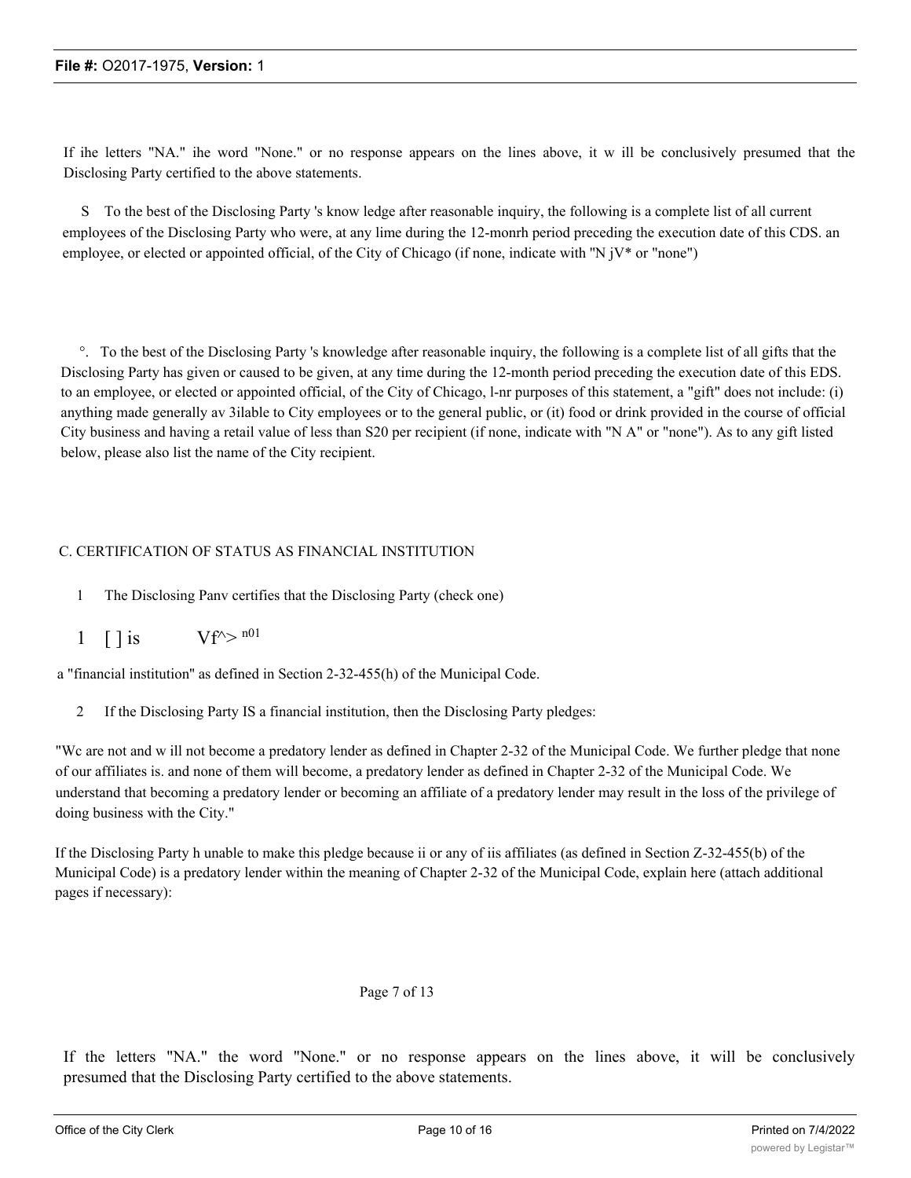If ihe letters "NA." ihe word "None." or no response appears on the lines above, it w ill be conclusively presumed that the Disclosing Party certified to the above statements.

S To the best of the Disclosing Party 's know ledge after reasonable inquiry, the following is a complete list of all current employees of the Disclosing Party who were, at any lime during the 12-monrh period preceding the execution date of this CDS. an employee, or elected or appointed official, of the City of Chicago (if none, indicate with "N jV* or "none")

°. To the best of the Disclosing Party 's knowledge after reasonable inquiry, the following is a complete list of all gifts that the Disclosing Party has given or caused to be given, at any time during the 12-month period preceding the execution date of this EDS. to an employee, or elected or appointed official, of the City of Chicago, l-nr purposes of this statement, a "gift" does not include: (i) anything made generally av 3ilable to City employees or to the general public, or (it) food or drink provided in the course of official City business and having a retail value of less than S20 per recipient (if none, indicate with "N A" or "none"). As to any gift listed below, please also list the name of the City recipient.

C. CERTIFICATION OF STATUS AS FINANCIAL INSTITUTION

1 The Disclosing Panv certifies that the Disclosing Party (check one)

1 [ ] is Vf^> n01

a "financial institution" as defined in Section 2-32-455(h) of the Municipal Code.

2 If the Disclosing Party IS a financial institution, then the Disclosing Party pledges:

"Wc are not and w ill not become a predatory lender as defined in Chapter 2-32 of the Municipal Code. We further pledge that none of our affiliates is. and none of them will become, a predatory lender as defined in Chapter 2-32 of the Municipal Code. We understand that becoming a predatory lender or becoming an affiliate of a predatory lender may result in the loss of the privilege of doing business with the City."

If the Disclosing Party h unable to make this pledge because ii or any of iis affiliates (as defined in Section Z-32-455(b) of the Municipal Code) is a predatory lender within the meaning of Chapter 2-32 of the Municipal Code, explain here (attach additional pages if necessary):

Page 7 of 13

If the letters "NA." the word "None." or no response appears on the lines above, it will be conclusively presumed that the Disclosing Party certified to the above statements.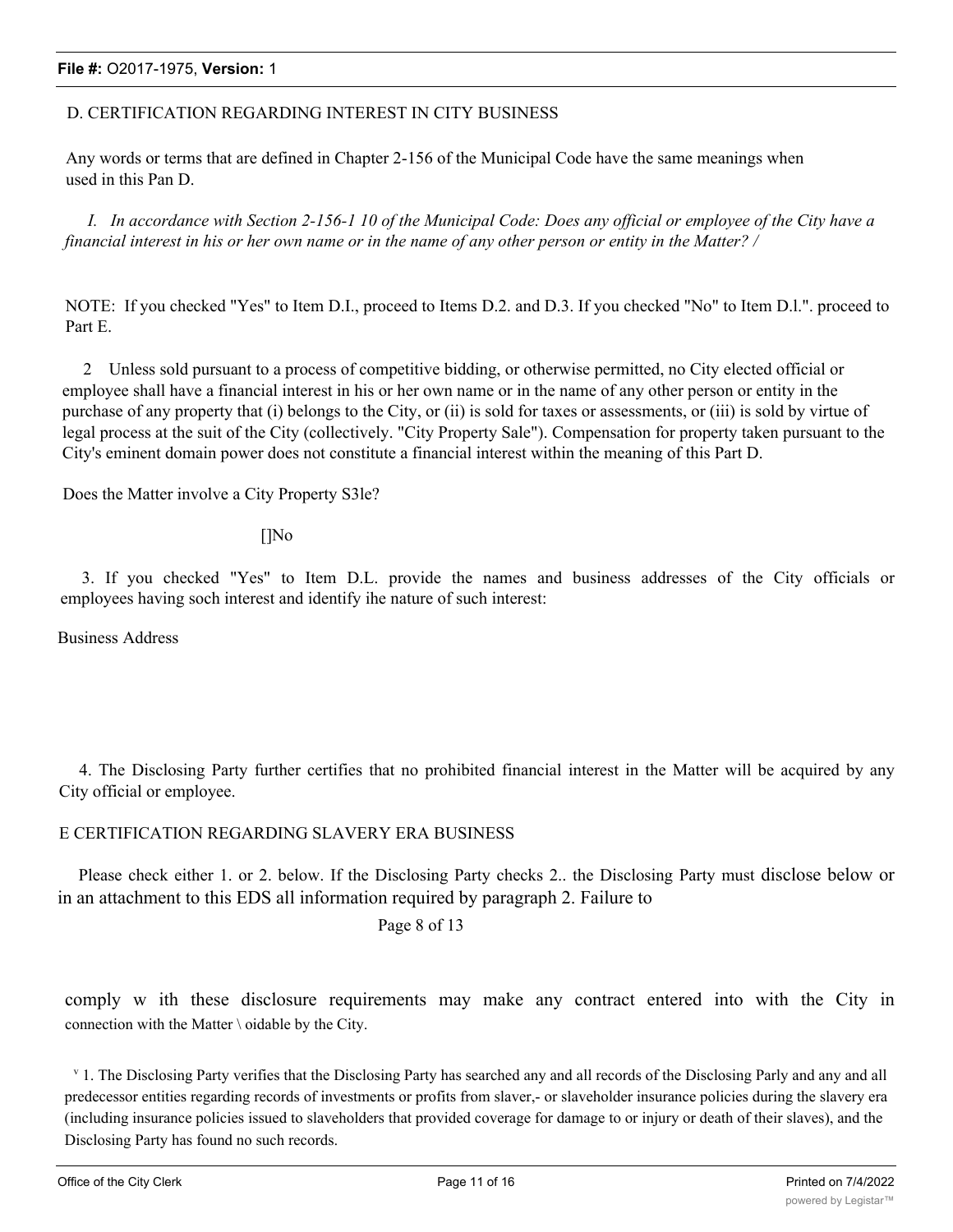D. CERTIFICATION REGARDING INTEREST IN CITY BUSINESS

Any words or terms that are defined in Chapter 2-156 of the Municipal Code have the same meanings when used in this Pan D.

*I. In accordance with Section 2-156-1 10 of the Municipal Code: Does any official or employee of the City have a financial interest in his or her own name or in the name of any other person or entity in the Matter? /*

NOTE: If you checked "Yes" to Item D.I., proceed to Items D.2. and D.3. If you checked "No" to Item D.l.". proceed to Part E.

2 Unless sold pursuant to a process of competitive bidding, or otherwise permitted, no City elected official or employee shall have a financial interest in his or her own name or in the name of any other person or entity in the purchase of any property that (i) belongs to the City, or (ii) is sold for taxes or assessments, or (iii) is sold by virtue of legal process at the suit of the City (collectively. "City Property Sale"). Compensation for property taken pursuant to the City's eminent domain power does not constitute a financial interest within the meaning of this Part D.

Does the Matter involve a City Property S3le?

[]No

3. If you checked "Yes" to Item D.L. provide the names and business addresses of the City officials or employees having soch interest and identify ihe nature of such interest:

Business Address

4. The Disclosing Party further certifies that no prohibited financial interest in the Matter will be acquired by any City official or employee.

E CERTIFICATION REGARDING SLAVERY ERA BUSINESS

Please check either 1. or 2. below. If the Disclosing Party checks 2.. the Disclosing Party must disclose below or in an attachment to this EDS all information required by paragraph 2. Failure to

Page 8 of 13

comply w ith these disclosure requirements may make any contract entered into with the City in connection with the Matter \ oidable by the City.

v 1. The Disclosing Party verifies that the Disclosing Party has searched any and all records of the Disclosing Parly and any and all predecessor entities regarding records of investments or profits from slaver,- or slaveholder insurance policies during the slavery era (including insurance policies issued to slaveholders that provided coverage for damage to or injury or death of their slaves), and the Disclosing Party has found no such records.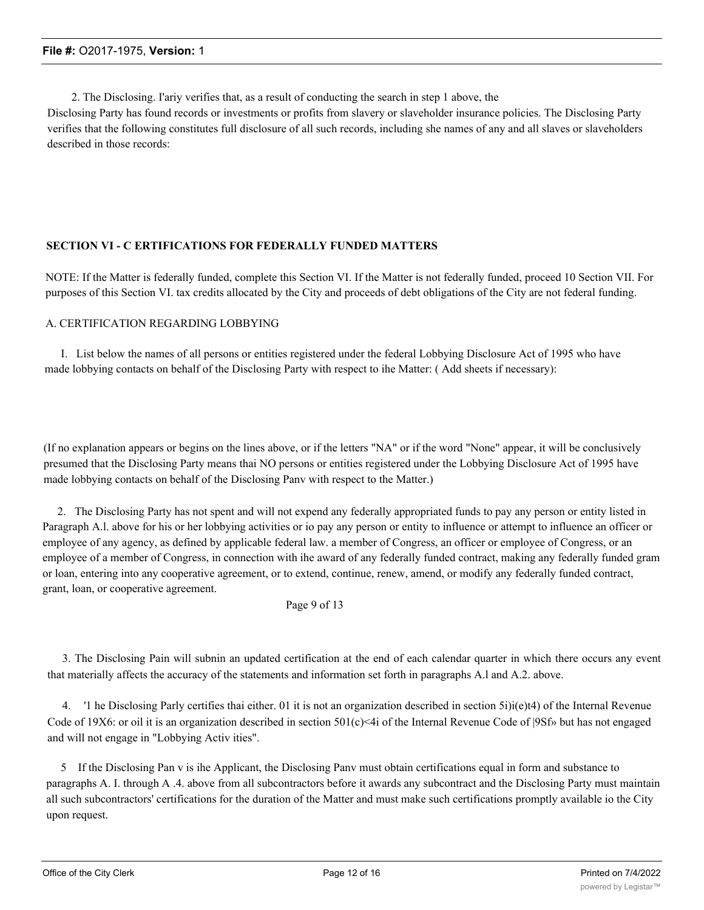2. The Disclosing. I'ariy verifies that, as a result of conducting the search in step 1 above, the Disclosing Party has found records or investments or profits from slavery or slaveholder insurance policies. The Disclosing Party verifies that the following constitutes full disclosure of all such records, including she names of any and all slaves or slaveholders described in those records:

## SECTION VI - C ERTIFICATIONS FOR FEDERALLY FUNDED MATTERS

NOTE: If the Matter is federally funded, complete this Section VI. If the Matter is not federally funded, proceed 10 Section VII. For purposes of this Section VI. tax credits allocated by the City and proceeds of debt obligations of the City are not federal funding.

A. CERTIFICATION REGARDING LOBBYING

I. List below the names of all persons or entities registered under the federal Lobbying Disclosure Act of 1995 who have made lobbying contacts on behalf of the Disclosing Party with respect to ihe Matter: ( Add sheets if necessary):

(If no explanation appears or begins on the lines above, or if the letters "NA" or if the word "None" appear, it will be conclusively presumed that the Disclosing Party means thai NO persons or entities registered under the Lobbying Disclosure Act of 1995 have made lobbying contacts on behalf of the Disclosing Panv with respect to the Matter.)

2. The Disclosing Party has not spent and will not expend any federally appropriated funds to pay any person or entity listed in Paragraph A.l. above for his or her lobbying activities or io pay any person or entity to influence or attempt to influence an officer or employee of any agency, as defined by applicable federal law. a member of Congress, an officer or employee of Congress, or an employee of a member of Congress, in connection with ihe award of any federally funded contract, making any federally funded gram or loan, entering into any cooperative agreement, or to extend, continue, renew, amend, or modify any federally funded contract, grant, loan, or cooperative agreement.

Page 9 of 13

3. The Disclosing Pain will subnin an updated certification at the end of each calendar quarter in which there occurs any event that materially affects the accuracy of the statements and information set forth in paragraphs A.l and A.2. above.

4. '1 he Disclosing Parly certifies thai either. 01 it is not an organization described in section 5i)i(e)t4) of the Internal Revenue Code of 19X6: or oil it is an organization described in section 501(c)<4i of the Internal Revenue Code of |9Sf» but has not engaged and will not engage in "Lobbying Activ ities".

5 If the Disclosing Pan v is ihe Applicant, the Disclosing Panv must obtain certifications equal in form and substance to paragraphs A. I. through A .4. above from all subcontractors before it awards any subcontract and the Disclosing Party must maintain all such subcontractors' certifications for the duration of the Matter and must make such certifications promptly available io the City upon request.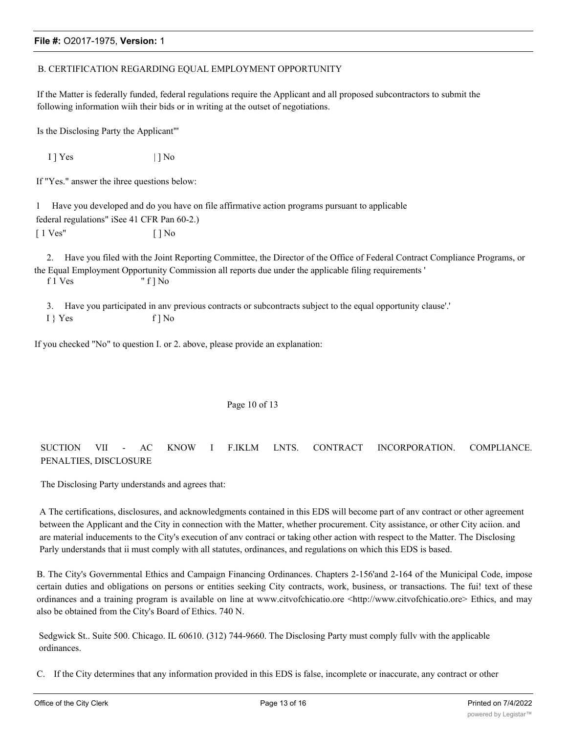B. CERTIFICATION REGARDING EQUAL EMPLOYMENT OPPORTUNITY

If the Matter is federally funded, federal regulations require the Applicant and all proposed subcontractors to submit the following information wiih their bids or in writing at the outset of negotiations.

Is the Disclosing Party the Applicant'"

I ] Yes | ] No

If "Yes." answer the ihree questions below:

1 Have you developed and do you have on file affirmative action programs pursuant to applicable federal regulations" iSee 41 CFR Pan 60-2.)

[ 1 Ves" [ ] No

2. Have you filed with the Joint Reporting Committee, the Director of the Office of Federal Contract Compliance Programs, or the Equal Employment Opportunity Commission all reports due under the applicable filing requirements '

f 1 Ves " f ] No

3. Have you participated in anv previous contracts or subcontracts subject to the equal opportunity clause'.'

I } Yes f ] No

If you checked "No" to question I. or 2. above, please provide an explanation:

Page 10 of 13

SUCTION VII - AC KNOW I F.IKLM LNTS. CONTRACT INCORPORATION. COMPLIANCE. PENALTIES, DISCLOSURE

The Disclosing Party understands and agrees that:

A The certifications, disclosures, and acknowledgments contained in this EDS will become part of anv contract or other agreement between the Applicant and the City in connection with the Matter, whether procurement. City assistance, or other City aciion. and are material inducements to the City's execution of anv contraci or taking other action with respect to the Matter. The Disclosing Parly understands that ii must comply with all statutes, ordinances, and regulations on which this EDS is based.

B. The City's Governmental Ethics and Campaign Financing Ordinances. Chapters 2-156'and 2-164 of the Municipal Code, impose certain duties and obligations on persons or entities seeking City contracts, work, business, or transactions. The fui! text of these ordinances and a training program is available on line at www.citvofchicatio.ore <http://www.citvofchicatio.ore> Ethics, and may also be obtained from the City's Board of Ethics. 740 N.

Sedgwick St.. Suite 500. Chicago. IL 60610. (312) 744-9660. The Disclosing Party must comply fullv with the applicable ordinances.

C. If the City determines that any information provided in this EDS is false, incomplete or inaccurate, any contract or other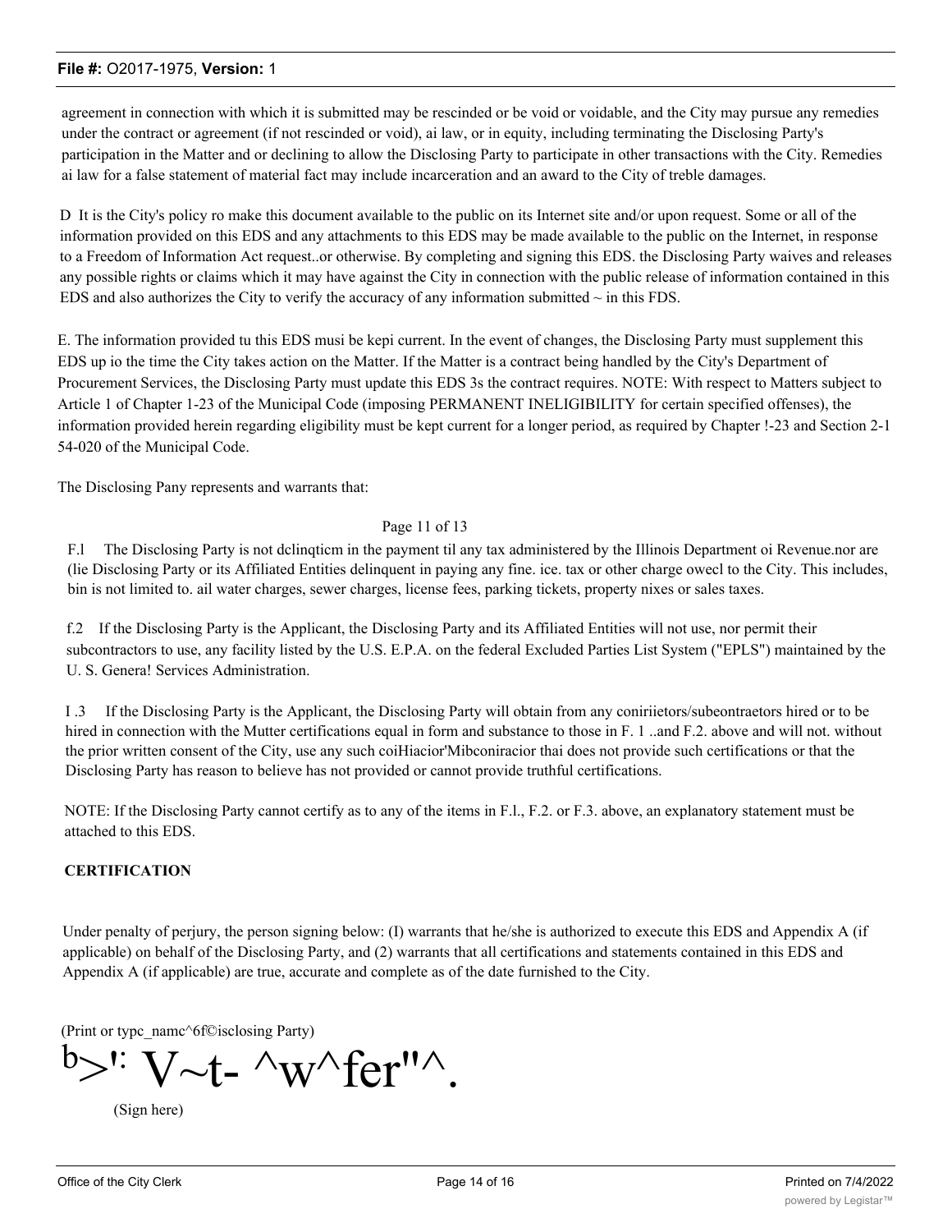agreement in connection with which it is submitted may be rescinded or be void or voidable, and the City may pursue any remedies under the contract or agreement (if not rescinded or void), ai law, or in equity, including terminating the Disclosing Party's participation in the Matter and or declining to allow the Disclosing Party to participate in other transactions with the City. Remedies ai law for a false statement of material fact may include incarceration and an award to the City of treble damages.

D It is the City's policy ro make this document available to the public on its Internet site and/or upon request. Some or all of the information provided on this EDS and any attachments to this EDS may be made available to the public on the Internet, in response to a Freedom of Information Act request..or otherwise. By completing and signing this EDS. the Disclosing Party waives and releases any possible rights or claims which it may have against the City in connection with the public release of information contained in this EDS and also authorizes the City to verify the accuracy of any information submitted ~ in this FDS.

E. The information provided tu this EDS musi be kepi current. In the event of changes, the Disclosing Party must supplement this EDS up io the time the City takes action on the Matter. If the Matter is a contract being handled by the City's Department of Procurement Services, the Disclosing Party must update this EDS 3s the contract requires. NOTE: With respect to Matters subject to Article 1 of Chapter 1-23 of the Municipal Code (imposing PERMANENT INELIGIBILITY for certain specified offenses), the information provided herein regarding eligibility must be kept current for a longer period, as required by Chapter !-23 and Section 2-1 54-020 of the Municipal Code.

The Disclosing Pany represents and warrants that:

Page 11 of 13

F.l The Disclosing Party is not dclinqticm in the payment til any tax administered by the Illinois Department oi Revenue.nor are (lie Disclosing Party or its Affiliated Entities delinquent in paying any fine. ice. tax or other charge owecl to the City. This includes, bin is not limited to. ail water charges, sewer charges, license fees, parking tickets, property nixes or sales taxes.

f.2 If the Disclosing Party is the Applicant, the Disclosing Party and its Affiliated Entities will not use, nor permit their subcontractors to use, any facility listed by the U.S. E.P.A. on the federal Excluded Parties List System ("EPLS") maintained by the U. S. Genera! Services Administration.

I .3 If the Disclosing Party is the Applicant, the Disclosing Party will obtain from any coniriietors/subeontraetors hired or to be hired in connection with the Mutter certifications equal in form and substance to those in F. 1 ..and F.2. above and will not. without the prior written consent of the City, use any such coiHiacior'Mibconiracior thai does not provide such certifications or that the Disclosing Party has reason to believe has not provided or cannot provide truthful certifications.

NOTE: If the Disclosing Party cannot certify as to any of the items in F.l., F.2. or F.3. above, an explanatory statement must be attached to this EDS.

**CERTIFICATION**

Under penalty of perjury, the person signing below: (I) warrants that he/she is authorized to execute this EDS and Appendix A (if applicable) on behalf of the Disclosing Party, and (2) warrants that all certifications and statements contained in this EDS and Appendix A (if applicable) are true, accurate and complete as of the date furnished to the City.

(Print or typc_namc^6f©isclosing Party)

b>!: V~t- ^w^fer"^.

(Sign here)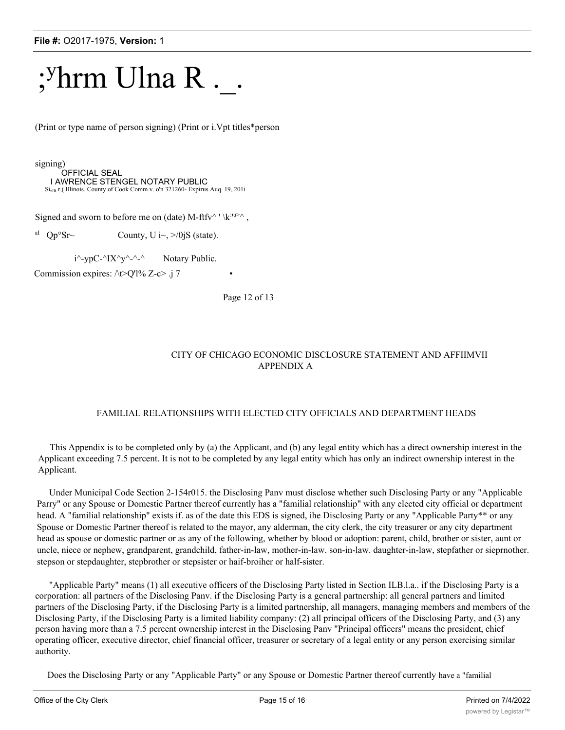# ;ʸhrm Ulna R ._.

(Print or type name of person signing) (Print or i.Vpt titles*person

signing)

OFFICIAL SEAL
I AWRENCE STENGEL NOTARY PUBLIC
Si r,( Illinois. County of Cook Comm.v..o'n 321260- Expirus Auq. 19, 201i

Signed and sworn to before me on (date) M-ftfv^ ' \k^ ,

al Qp°Sr~ County, U i~, >/0jS (state).

i^-ypC-^IX^y^-^-^ Notary Public.

Commission expires: /\t>Q'l% Z-c> .j 7 •

Page 12 of 13

CITY OF CHICAGO ECONOMIC DISCLOSURE STATEMENT AND AFFIIMVII
APPENDIX A

FAMILIAL RELATIONSHIPS WITH ELECTED CITY OFFICIALS AND DEPARTMENT HEADS

This Appendix is to be completed only by (a) the Applicant, and (b) any legal entity which has a direct ownership interest in the Applicant exceeding 7.5 percent. It is not to be completed by any legal entity which has only an indirect ownership interest in the Applicant.

Under Municipal Code Section 2-154r015. the Disclosing Panv must disclose whether such Disclosing Party or any "Applicable Parry" or any Spouse or Domestic Partner thereof currently has a "familial relationship" with any elected city official or department head. A "familial relationship" exists if. as of the date this EDS is signed, ihe Disclosing Party or any "Applicable Party** or any Spouse or Domestic Partner thereof is related to the mayor, any alderman, the city clerk, the city treasurer or any city department head as spouse or domestic partner or as any of the following, whether by blood or adoption: parent, child, brother or sister, aunt or uncle, niece or nephew, grandparent, grandchild, father-in-law, mother-in-law. son-in-law. daughter-in-law, stepfather or sieprnother. stepson or stepdaughter, stepbrother or stepsister or haif-broiher or half-sister.

"Applicable Party" means (1) all executive officers of the Disclosing Party listed in Section ILB.l.a.. if the Disclosing Party is a corporation: all partners of the Disclosing Panv. if the Disclosing Party is a general partnership: all general partners and limited partners of the Disclosing Party, if the Disclosing Party is a limited partnership, all managers, managing members and members of the Disclosing Party, if the Disclosing Party is a limited liability company: (2) all principal officers of the Disclosing Party, and (3) any person having more than a 7.5 percent ownership interest in the Disclosing Panv "Principal officers" means the president, chief operating officer, executive director, chief financial officer, treasurer or secretary of a legal entity or any person exercising similar authority.

Does the Disclosing Party or any "Applicable Party" or any Spouse or Domestic Partner thereof currently have a "familial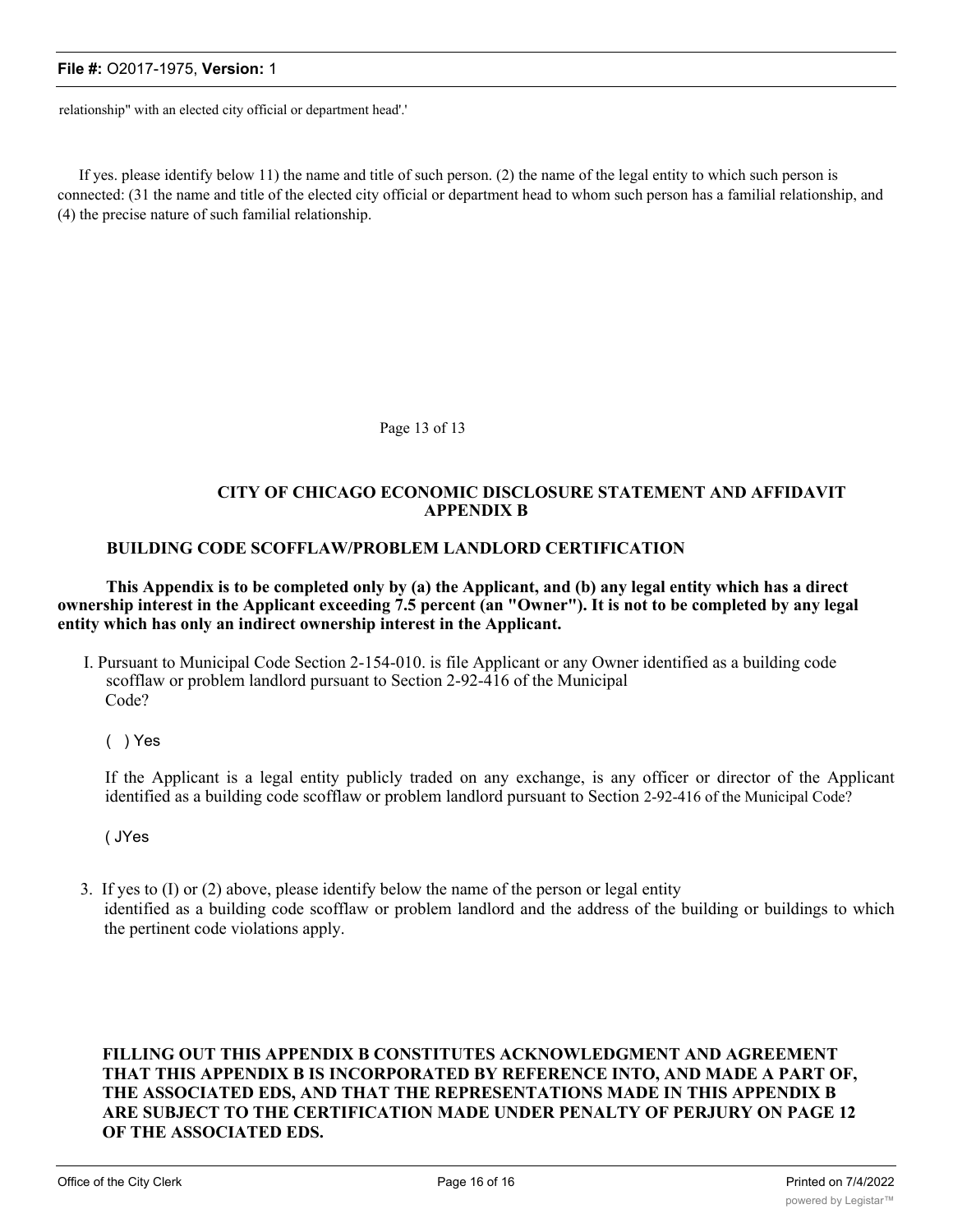relationship" with an elected city official or department head'.'

If yes. please identify below 11) the name and title of such person. (2) the name of the legal entity to which such person is connected: (31 the name and title of the elected city official or department head to whom such person has a familial relationship, and (4) the precise nature of such familial relationship.

Page 13 of 13

## CITY OF CHICAGO ECONOMIC DISCLOSURE STATEMENT AND AFFIDAVIT APPENDIX B

### BUILDING CODE SCOFFLAW/PROBLEM LANDLORD CERTIFICATION

**This Appendix is to be completed only by (a) the Applicant, and (b) any legal entity which has a direct ownership interest in the Applicant exceeding 7.5 percent (an "Owner"). It is not to be completed by any legal entity which has only an indirect ownership interest in the Applicant.**

I. Pursuant to Municipal Code Section 2-154-010. is file Applicant or any Owner identified as a building code scofflaw or problem landlord pursuant to Section 2-92-416 of the Municipal Code?

( ) Yes

If the Applicant is a legal entity publicly traded on any exchange, is any officer or director of the Applicant identified as a building code scofflaw or problem landlord pursuant to Section 2-92-416 of the Municipal Code?

( JYes

3. If yes to (I) or (2) above, please identify below the name of the person or legal entity identified as a building code scofflaw or problem landlord and the address of the building or buildings to which the pertinent code violations apply.

**FILLING OUT THIS APPENDIX B CONSTITUTES ACKNOWLEDGMENT AND AGREEMENT THAT THIS APPENDIX B IS INCORPORATED BY REFERENCE INTO, AND MADE A PART OF, THE ASSOCIATED EDS, AND THAT THE REPRESENTATIONS MADE IN THIS APPENDIX B ARE SUBJECT TO THE CERTIFICATION MADE UNDER PENALTY OF PERJURY ON PAGE 12 OF THE ASSOCIATED EDS.**